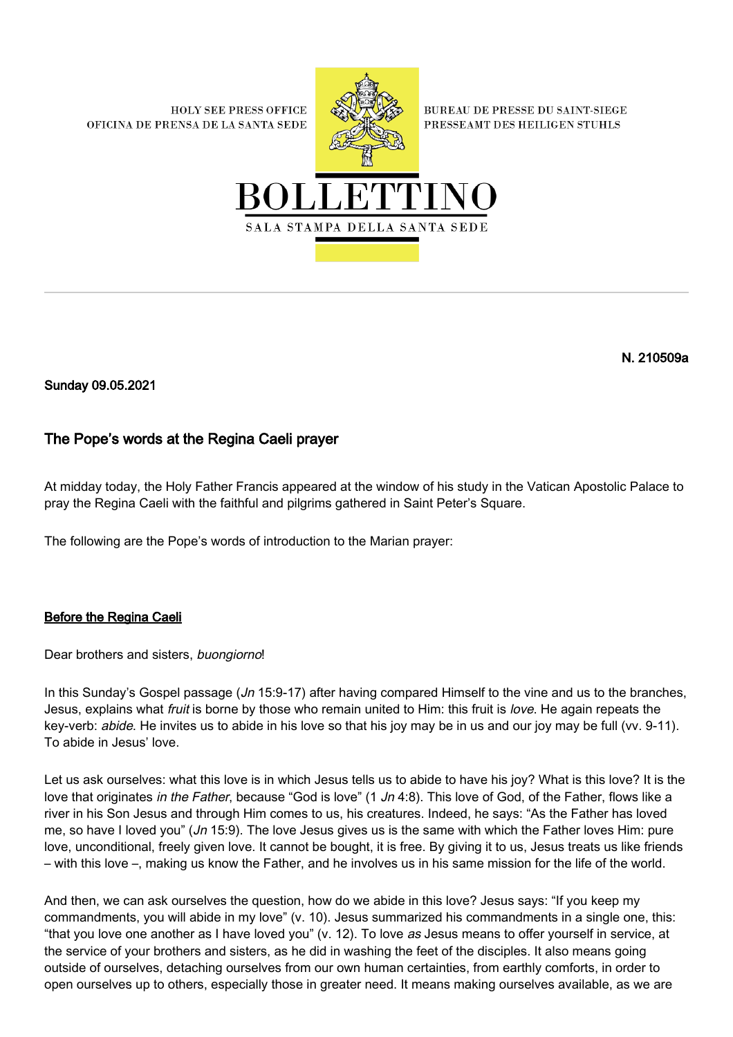HOLY SEE PRESS OFFICE
OFICINA DE PRENSA DE LA SANTA SEDE

BUREAU DE PRESSE DU SAINT-SIEGE
PRESSEAMT DES HEILIGEN STUHLS

# BOLLETTINO

SALA STAMPA DELLA SANTA SEDE

**N. 210509a**

**Sunday 09.05.2021**

## The Pope's words at the Regina Caeli prayer

At midday today, the Holy Father Francis appeared at the window of his study in the Vatican Apostolic Palace to pray the Regina Caeli with the faithful and pilgrims gathered in Saint Peter's Square.

The following are the Pope's words of introduction to the Marian prayer:

### Before the Regina Caeli

Dear brothers and sisters, *buongiorno*!

In this Sunday's Gospel passage (*Jn* 15:9-17) after having compared Himself to the vine and us to the branches, Jesus, explains what *fruit* is borne by those who remain united to Him: this fruit is *love*. He again repeats the key-verb: *abide*. He invites us to abide in his love so that his joy may be in us and our joy may be full (vv. 9-11). To abide in Jesus' love.

Let us ask ourselves: what this love is in which Jesus tells us to abide to have his joy? What is this love? It is the love that originates *in the Father*, because "God is love" (1 *Jn* 4:8). This love of God, of the Father, flows like a river in his Son Jesus and through Him comes to us, his creatures. Indeed, he says: "As the Father has loved me, so have I loved you" (*Jn* 15:9). The love Jesus gives us is the same with which the Father loves Him: pure love, unconditional, freely given love. It cannot be bought, it is free. By giving it to us, Jesus treats us like friends – with this love –, making us know the Father, and he involves us in his same mission for the life of the world.

And then, we can ask ourselves the question, how do we abide in this love? Jesus says: "If you keep my commandments, you will abide in my love" (v. 10). Jesus summarized his commandments in a single one, this: "that you love one another as I have loved you" (v. 12). To love *as* Jesus means to offer yourself in service, at the service of your brothers and sisters, as he did in washing the feet of the disciples. It also means going outside of ourselves, detaching ourselves from our own human certainties, from earthly comforts, in order to open ourselves up to others, especially those in greater need. It means making ourselves available, as we are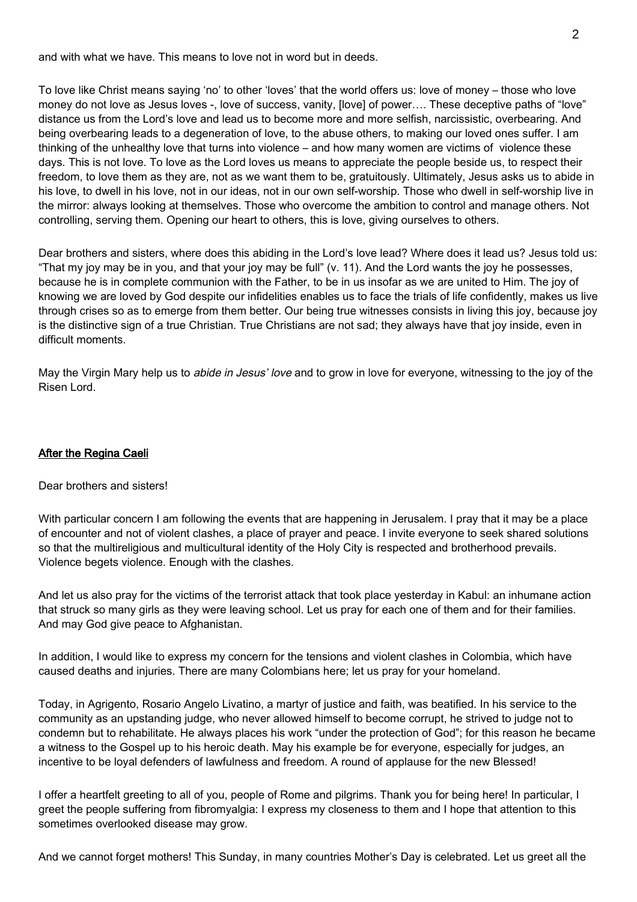and with what we have. This means to love not in word but in deeds.

To love like Christ means saying 'no' to other 'loves' that the world offers us: love of money – those who love money do not love as Jesus loves -, love of success, vanity, [love] of power…. These deceptive paths of "love" distance us from the Lord's love and lead us to become more and more selfish, narcissistic, overbearing. And being overbearing leads to a degeneration of love, to the abuse others, to making our loved ones suffer. I am thinking of the unhealthy love that turns into violence – and how many women are victims of violence these days. This is not love. To love as the Lord loves us means to appreciate the people beside us, to respect their freedom, to love them as they are, not as we want them to be, gratuitously. Ultimately, Jesus asks us to abide in his love, to dwell in his love, not in our ideas, not in our own self-worship. Those who dwell in self-worship live in the mirror: always looking at themselves. Those who overcome the ambition to control and manage others. Not controlling, serving them. Opening our heart to others, this is love, giving ourselves to others.

Dear brothers and sisters, where does this abiding in the Lord's love lead? Where does it lead us? Jesus told us: "That my joy may be in you, and that your joy may be full" (v. 11). And the Lord wants the joy he possesses, because he is in complete communion with the Father, to be in us insofar as we are united to Him. The joy of knowing we are loved by God despite our infidelities enables us to face the trials of life confidently, makes us live through crises so as to emerge from them better. Our being true witnesses consists in living this joy, because joy is the distinctive sign of a true Christian. True Christians are not sad; they always have that joy inside, even in difficult moments.

May the Virgin Mary help us to *abide in Jesus' love* and to grow in love for everyone, witnessing to the joy of the Risen Lord.

## After the Regina Caeli

Dear brothers and sisters!

With particular concern I am following the events that are happening in Jerusalem. I pray that it may be a place of encounter and not of violent clashes, a place of prayer and peace. I invite everyone to seek shared solutions so that the multireligious and multicultural identity of the Holy City is respected and brotherhood prevails. Violence begets violence. Enough with the clashes.

And let us also pray for the victims of the terrorist attack that took place yesterday in Kabul: an inhumane action that struck so many girls as they were leaving school. Let us pray for each one of them and for their families. And may God give peace to Afghanistan.

In addition, I would like to express my concern for the tensions and violent clashes in Colombia, which have caused deaths and injuries. There are many Colombians here; let us pray for your homeland.

Today, in Agrigento, Rosario Angelo Livatino, a martyr of justice and faith, was beatified. In his service to the community as an upstanding judge, who never allowed himself to become corrupt, he strived to judge not to condemn but to rehabilitate. He always places his work "under the protection of God"; for this reason he became a witness to the Gospel up to his heroic death. May his example be for everyone, especially for judges, an incentive to be loyal defenders of lawfulness and freedom. A round of applause for the new Blessed!

I offer a heartfelt greeting to all of you, people of Rome and pilgrims. Thank you for being here! In particular, I greet the people suffering from fibromyalgia: I express my closeness to them and I hope that attention to this sometimes overlooked disease may grow.

And we cannot forget mothers! This Sunday, in many countries Mother's Day is celebrated. Let us greet all the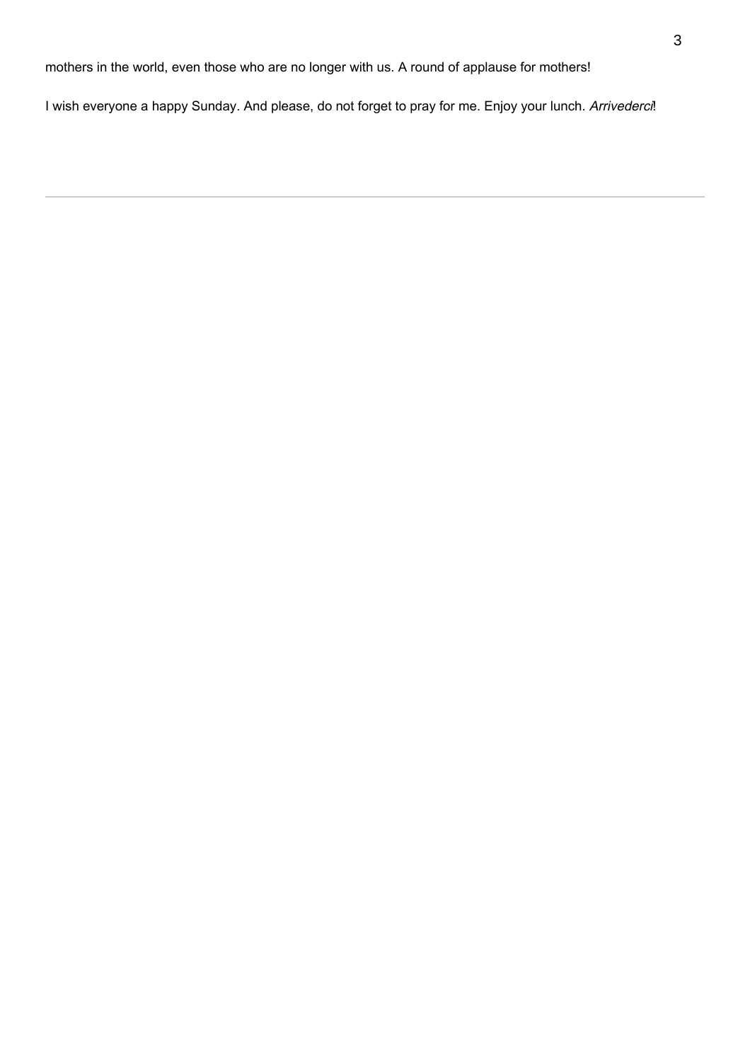mothers in the world, even those who are no longer with us. A round of applause for mothers!

I wish everyone a happy Sunday. And please, do not forget to pray for me. Enjoy your lunch. *Arrivederci*!

---